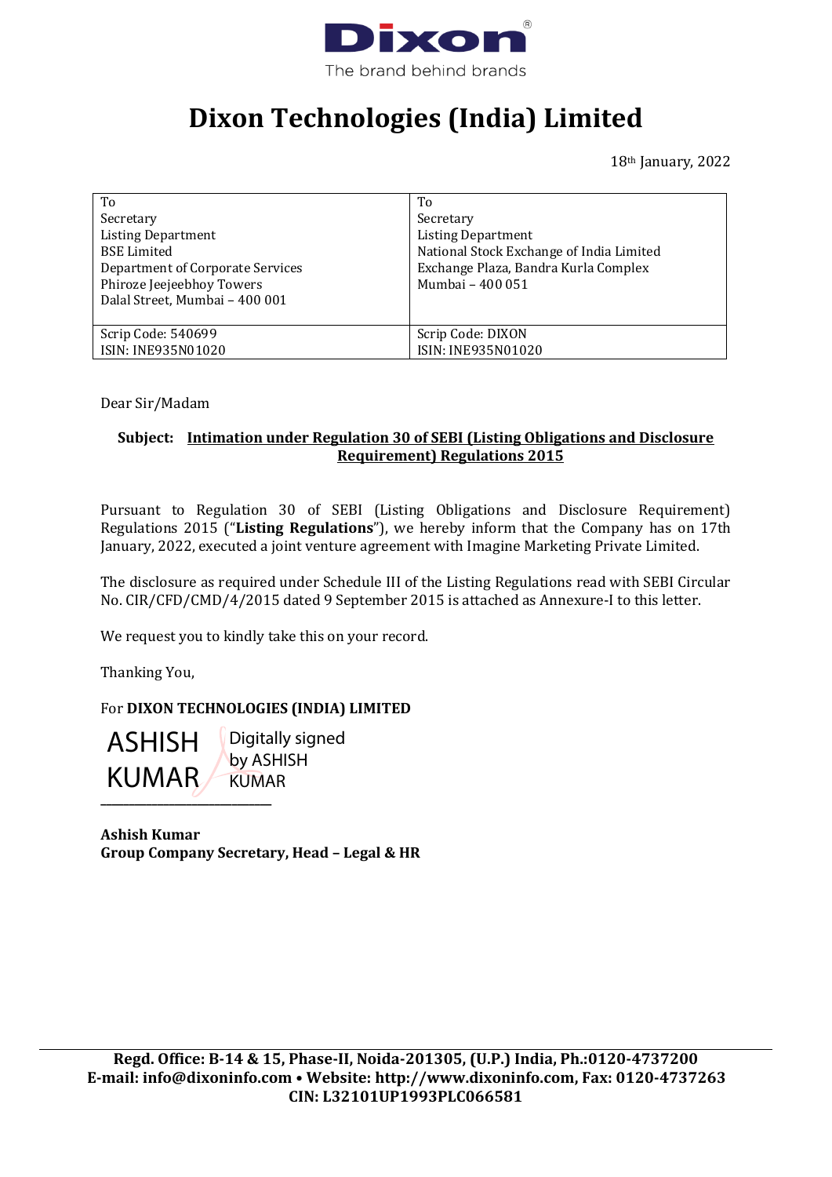Dixon
The brand behind brands

# Dixon Technologies (India) Limited

18th January, 2022

| To<br>Secretary<br>Listing Department<br>BSE Limited<br>Department of Corporate Services<br>Phiroze Jeejeebhoy Towers<br>Dalal Street, Mumbai – 400 001 | To<br>Secretary<br>Listing Department<br>National Stock Exchange of India Limited<br>Exchange Plaza, Bandra Kurla Complex<br>Mumbai – 400 051 |
|---|---|
| Scrip Code: 540699<br>ISIN: INE935N01020 | Scrip Code: DIXON<br>ISIN: INE935N01020 |

Dear Sir/Madam

**Subject: Intimation under Regulation 30 of SEBI (Listing Obligations and Disclosure Requirement) Regulations 2015**

Pursuant to Regulation 30 of SEBI (Listing Obligations and Disclosure Requirement) Regulations 2015 ("**Listing Regulations**"), we hereby inform that the Company has on 17th January, 2022, executed a joint venture agreement with Imagine Marketing Private Limited.

The disclosure as required under Schedule III of the Listing Regulations read with SEBI Circular No. CIR/CFD/CMD/4/2015 dated 9 September 2015 is attached as Annexure-I to this letter.

We request you to kindly take this on your record.

Thanking You,

For **DIXON TECHNOLOGIES (INDIA) LIMITED**

ASHISH KUMAR — Digitally signed by ASHISH KUMAR

**Ashish Kumar**
**Group Company Secretary, Head – Legal & HR**

**Regd. Office: B-14 & 15, Phase-II, Noida-201305, (U.P.) India, Ph.:0120-4737200**
**E-mail: info@dixoninfo.com • Website: http://www.dixoninfo.com, Fax: 0120-4737263**
**CIN: L32101UP1993PLC066581**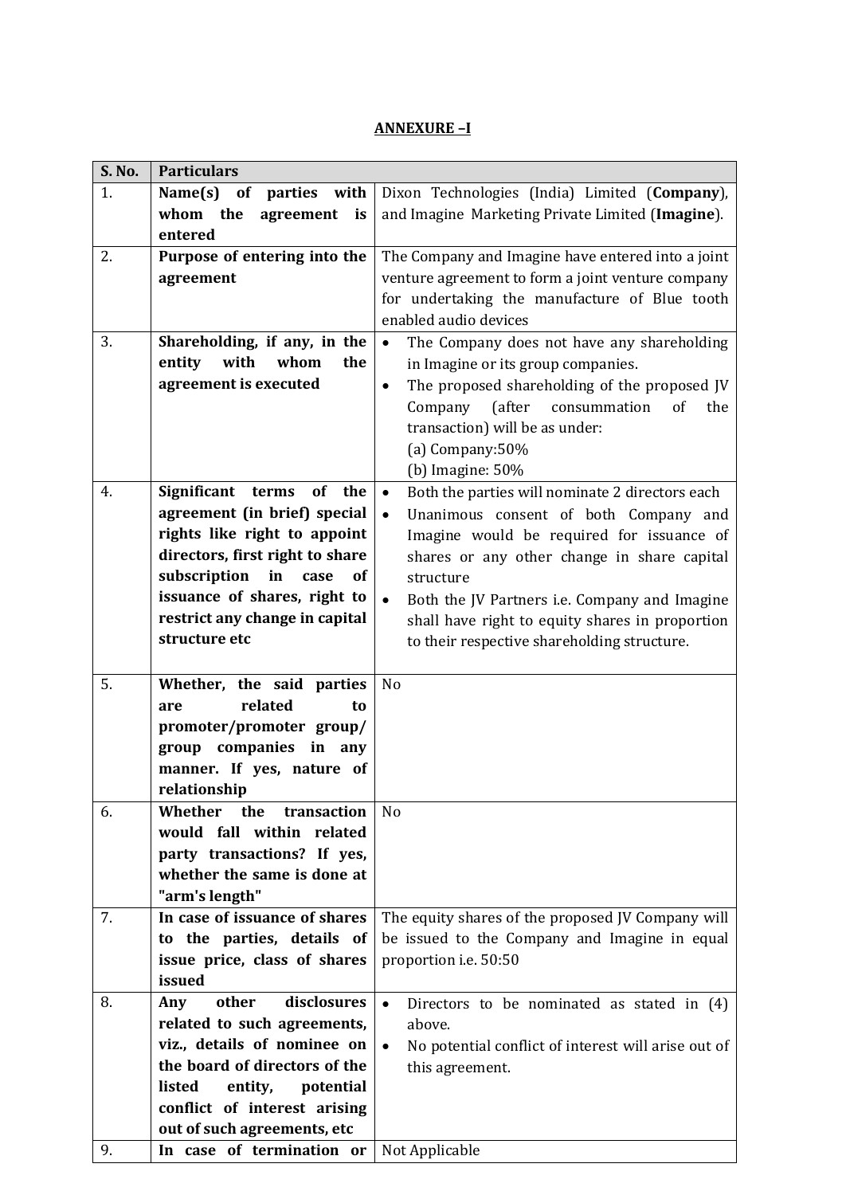## ANNEXURE –I

| S. No. | Particulars | |
|---|---|---|
| 1. | **Name(s) of parties with whom the agreement is entered** | Dixon Technologies (India) Limited (**Company**), and Imagine Marketing Private Limited (**Imagine**). |
| 2. | **Purpose of entering into the agreement** | The Company and Imagine have entered into a joint venture agreement to form a joint venture company for undertaking the manufacture of Blue tooth enabled audio devices |
| 3. | **Shareholding, if any, in the entity with whom the agreement is executed** | • The Company does not have any shareholding in Imagine or its group companies.<br>• The proposed shareholding of the proposed JV Company (after consummation of the transaction) will be as under:<br>(a) Company:50%<br>(b) Imagine: 50% |
| 4. | **Significant terms of the agreement (in brief) special rights like right to appoint directors, first right to share subscription in case of issuance of shares, right to restrict any change in capital structure etc** | • Both the parties will nominate 2 directors each<br>• Unanimous consent of both Company and Imagine would be required for issuance of shares or any other change in share capital structure<br>• Both the JV Partners i.e. Company and Imagine shall have right to equity shares in proportion to their respective shareholding structure. |
| 5. | **Whether, the said parties are related to promoter/promoter group/ group companies in any manner. If yes, nature of relationship** | No |
| 6. | **Whether the transaction would fall within related party transactions? If yes, whether the same is done at "arm's length"** | No |
| 7. | **In case of issuance of shares to the parties, details of issue price, class of shares issued** | The equity shares of the proposed JV Company will be issued to the Company and Imagine in equal proportion i.e. 50:50 |
| 8. | **Any other disclosures related to such agreements, viz., details of nominee on the board of directors of the listed entity, potential conflict of interest arising out of such agreements, etc** | • Directors to be nominated as stated in (4) above.<br>• No potential conflict of interest will arise out of this agreement. |
| 9. | **In case of termination or** | Not Applicable |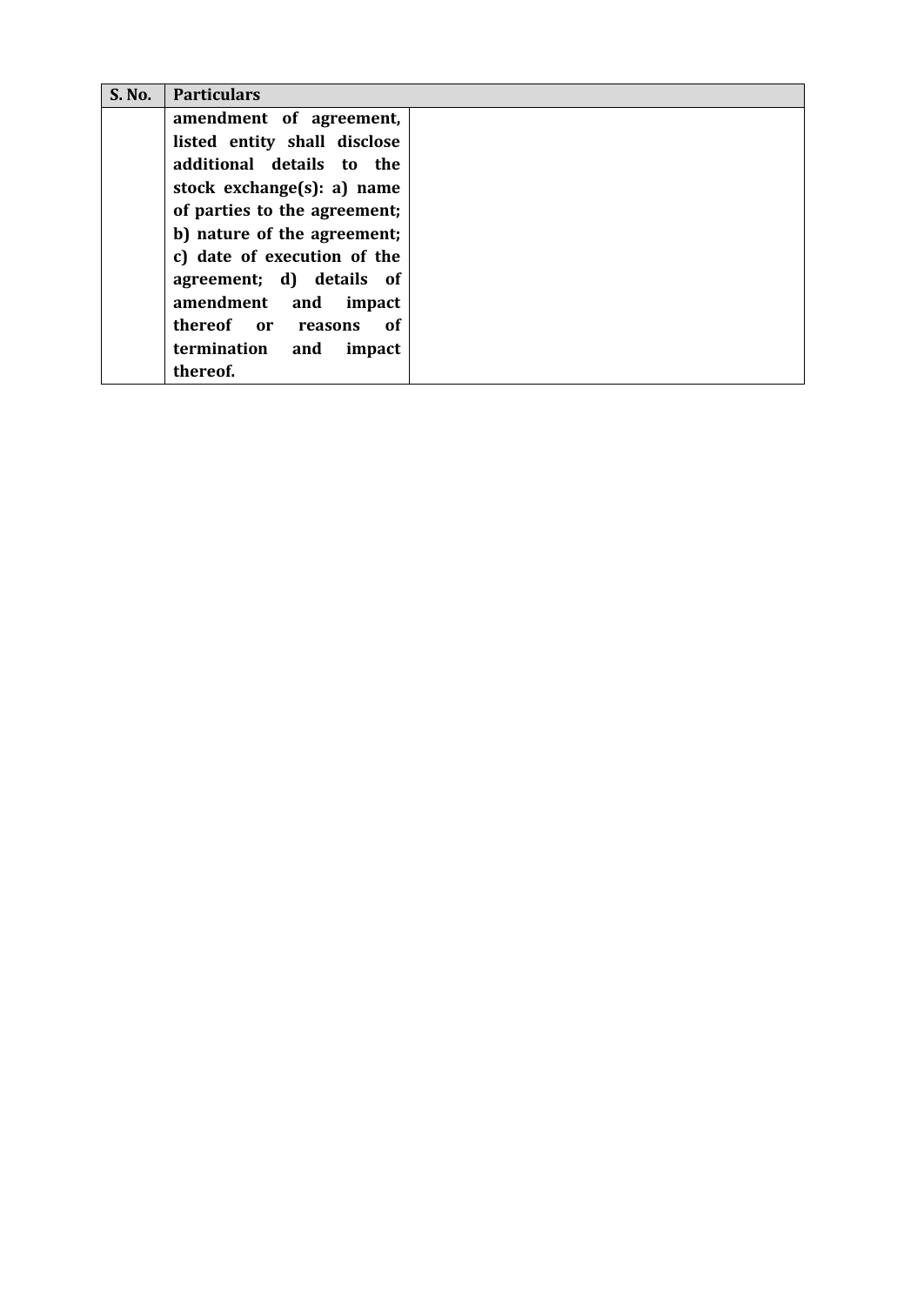| S. No. | Particulars | |
|---|---|---|
| | **amendment of agreement, listed entity shall disclose additional details to the stock exchange(s): a) name of parties to the agreement; b) nature of the agreement; c) date of execution of the agreement; d) details of amendment and impact thereof or reasons of termination and impact thereof.** | |